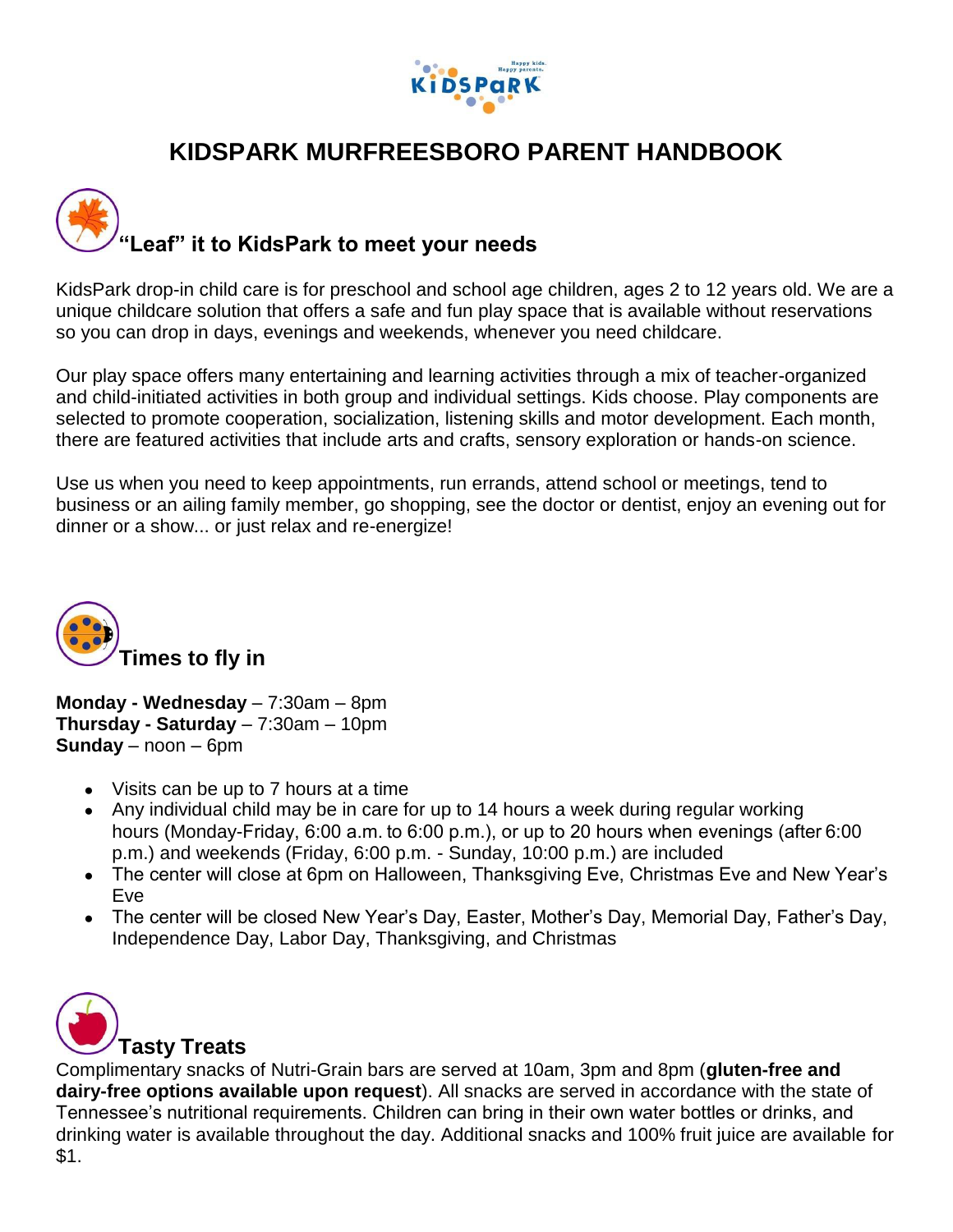# KIDSPARK MURFREESBORO PARENT HANDBOOK

## "Leaf" it to KidsPark to meet your needs

KidsPark drop-in child care is for preschool and school age children, ages 2 to 12 years old. We are a unique childcare solution that offers a safe and fun play space that is available without reservations so you can drop in days, evenings and weekends, whenever you need childcare.

Our play space offers many entertaining and learning activities through a mix of teacher-organized and child-initiated activities in both group and individual settings. Kids choose. Play components are selected to promote cooperation, socialization, listening skills and motor development. Each month, there are featured activities that include arts and crafts, sensory exploration or hands-on science.

Use us when you need to keep appointments, run errands, attend school or meetings, tend to business or an ailing family member, go shopping, see the doctor or dentist, enjoy an evening out for dinner or a show... or just relax and re-energize!

## Times to fly in

**Monday - Wednesday** – 7:30am – 8pm
**Thursday - Saturday** – 7:30am – 10pm
**Sunday** – noon – 6pm

- Visits can be up to 7 hours at a time
- Any individual child may be in care for up to 14 hours a week during regular working hours (Monday-Friday, 6:00 a.m. to 6:00 p.m.), or up to 20 hours when evenings (after 6:00 p.m.) and weekends (Friday, 6:00 p.m. - Sunday, 10:00 p.m.) are included
- The center will close at 6pm on Halloween, Thanksgiving Eve, Christmas Eve and New Year's Eve
- The center will be closed New Year's Day, Easter, Mother's Day, Memorial Day, Father's Day, Independence Day, Labor Day, Thanksgiving, and Christmas

## Tasty Treats

Complimentary snacks of Nutri-Grain bars are served at 10am, 3pm and 8pm (**gluten-free and dairy-free options available upon request**). All snacks are served in accordance with the state of Tennessee's nutritional requirements. Children can bring in their own water bottles or drinks, and drinking water is available throughout the day. Additional snacks and 100% fruit juice are available for $1.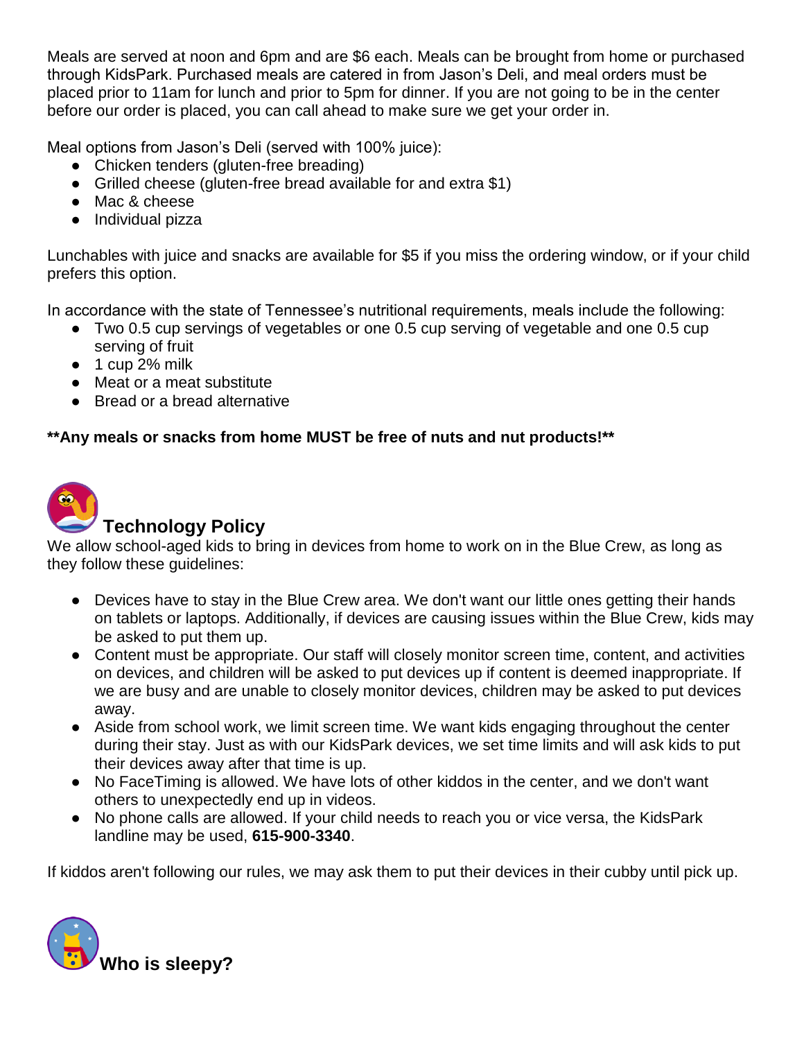Meals are served at noon and 6pm and are $6 each. Meals can be brought from home or purchased through KidsPark. Purchased meals are catered in from Jason's Deli, and meal orders must be placed prior to 11am for lunch and prior to 5pm for dinner. If you are not going to be in the center before our order is placed, you can call ahead to make sure we get your order in.

Meal options from Jason's Deli (served with 100% juice):

- Chicken tenders (gluten-free breading)
- Grilled cheese (gluten-free bread available for and extra $1)
- Mac & cheese
- Individual pizza

Lunchables with juice and snacks are available for $5 if you miss the ordering window, or if your child prefers this option.

In accordance with the state of Tennessee's nutritional requirements, meals include the following:

- Two 0.5 cup servings of vegetables or one 0.5 cup serving of vegetable and one 0.5 cup serving of fruit
- 1 cup 2% milk
- Meat or a meat substitute
- Bread or a bread alternative

****Any meals or snacks from home MUST be free of nuts and nut products!****

## Technology Policy

We allow school-aged kids to bring in devices from home to work on in the Blue Crew, as long as they follow these guidelines:

- Devices have to stay in the Blue Crew area. We don't want our little ones getting their hands on tablets or laptops. Additionally, if devices are causing issues within the Blue Crew, kids may be asked to put them up.
- Content must be appropriate. Our staff will closely monitor screen time, content, and activities on devices, and children will be asked to put devices up if content is deemed inappropriate. If we are busy and are unable to closely monitor devices, children may be asked to put devices away.
- Aside from school work, we limit screen time. We want kids engaging throughout the center during their stay. Just as with our KidsPark devices, we set time limits and will ask kids to put their devices away after that time is up.
- No FaceTiming is allowed. We have lots of other kiddos in the center, and we don't want others to unexpectedly end up in videos.
- No phone calls are allowed. If your child needs to reach you or vice versa, the KidsPark landline may be used, **615-900-3340**.

If kiddos aren't following our rules, we may ask them to put their devices in their cubby until pick up.

## Who is sleepy?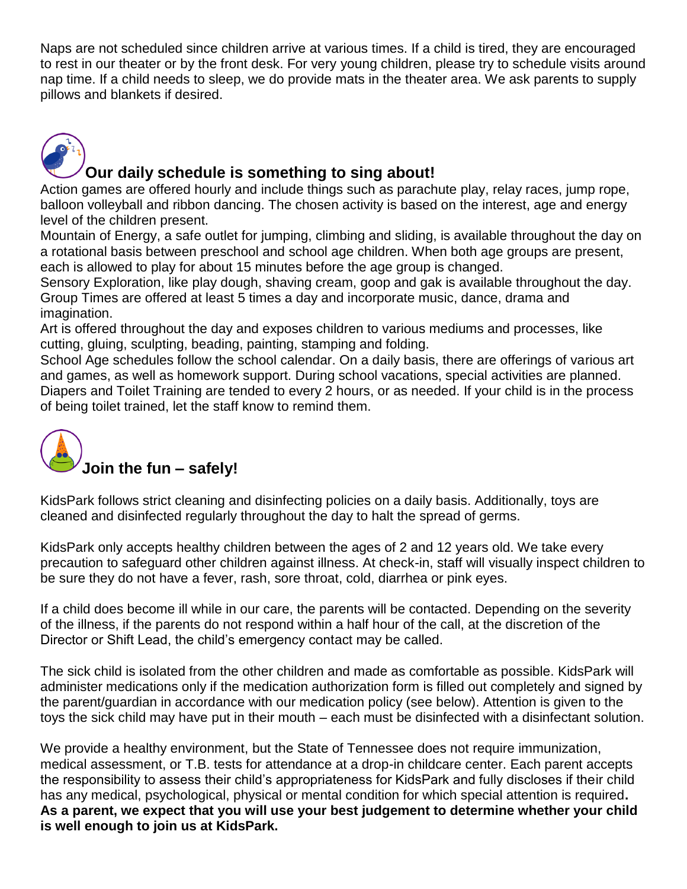Naps are not scheduled since children arrive at various times. If a child is tired, they are encouraged to rest in our theater or by the front desk. For very young children, please try to schedule visits around nap time. If a child needs to sleep, we do provide mats in the theater area. We ask parents to supply pillows and blankets if desired.

## Our daily schedule is something to sing about!

Action games are offered hourly and include things such as parachute play, relay races, jump rope, balloon volleyball and ribbon dancing. The chosen activity is based on the interest, age and energy level of the children present.

Mountain of Energy, a safe outlet for jumping, climbing and sliding, is available throughout the day on a rotational basis between preschool and school age children. When both age groups are present, each is allowed to play for about 15 minutes before the age group is changed.

Sensory Exploration, like play dough, shaving cream, goop and gak is available throughout the day.

Group Times are offered at least 5 times a day and incorporate music, dance, drama and imagination.

Art is offered throughout the day and exposes children to various mediums and processes, like cutting, gluing, sculpting, beading, painting, stamping and folding.

School Age schedules follow the school calendar. On a daily basis, there are offerings of various art and games, as well as homework support. During school vacations, special activities are planned.

Diapers and Toilet Training are tended to every 2 hours, or as needed. If your child is in the process of being toilet trained, let the staff know to remind them.

## Join the fun – safely!

KidsPark follows strict cleaning and disinfecting policies on a daily basis. Additionally, toys are cleaned and disinfected regularly throughout the day to halt the spread of germs.

KidsPark only accepts healthy children between the ages of 2 and 12 years old. We take every precaution to safeguard other children against illness. At check-in, staff will visually inspect children to be sure they do not have a fever, rash, sore throat, cold, diarrhea or pink eyes.

If a child does become ill while in our care, the parents will be contacted. Depending on the severity of the illness, if the parents do not respond within a half hour of the call, at the discretion of the Director or Shift Lead, the child's emergency contact may be called.

The sick child is isolated from the other children and made as comfortable as possible. KidsPark will administer medications only if the medication authorization form is filled out completely and signed by the parent/guardian in accordance with our medication policy (see below). Attention is given to the toys the sick child may have put in their mouth – each must be disinfected with a disinfectant solution.

We provide a healthy environment, but the State of Tennessee does not require immunization, medical assessment, or T.B. tests for attendance at a drop-in childcare center. Each parent accepts the responsibility to assess their child's appropriateness for KidsPark and fully discloses if their child has any medical, psychological, physical or mental condition for which special attention is required**. As a parent, we expect that you will use your best judgement to determine whether your child is well enough to join us at KidsPark.**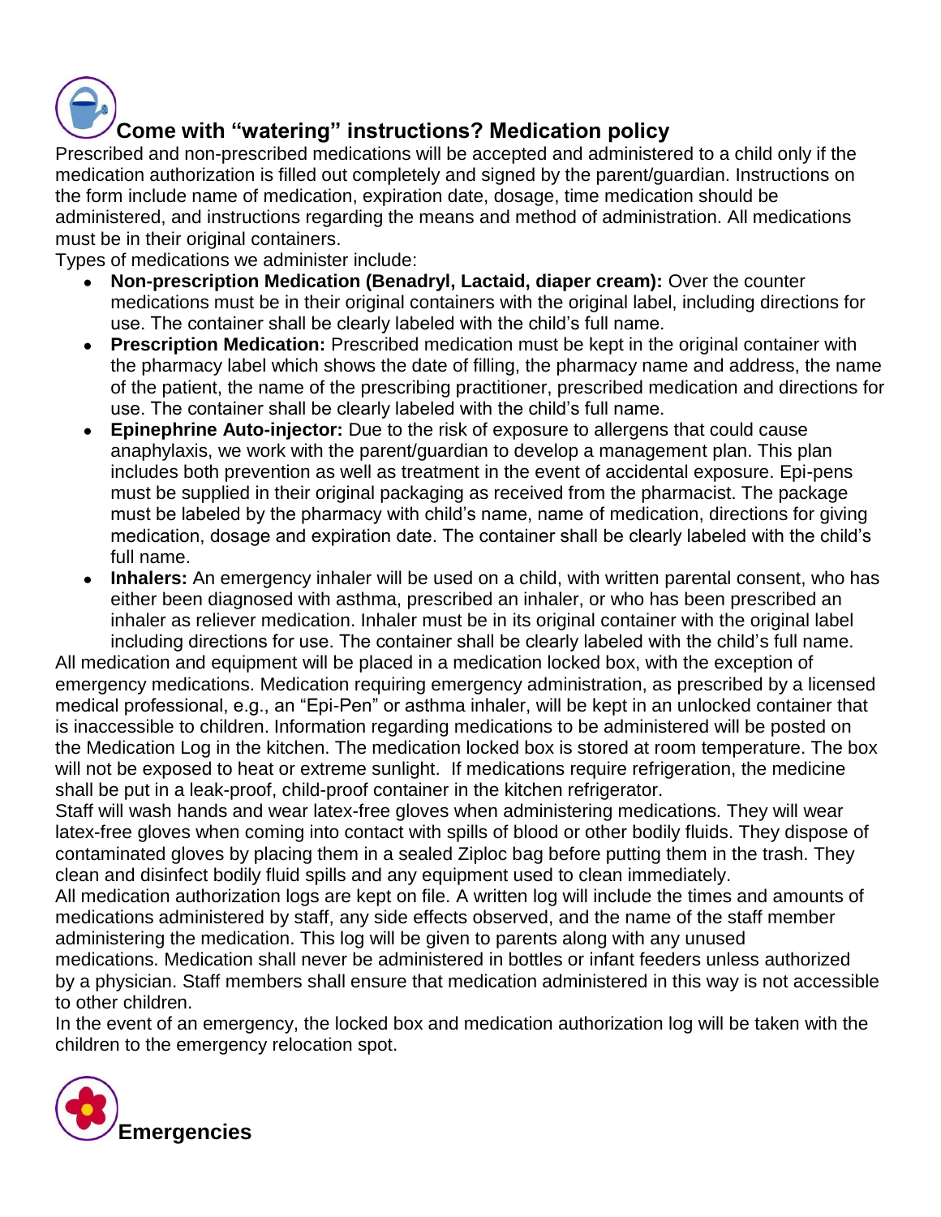## Come with "watering" instructions? Medication policy

Prescribed and non-prescribed medications will be accepted and administered to a child only if the medication authorization is filled out completely and signed by the parent/guardian. Instructions on the form include name of medication, expiration date, dosage, time medication should be administered, and instructions regarding the means and method of administration. All medications must be in their original containers.

Types of medications we administer include:

- **Non-prescription Medication (Benadryl, Lactaid, diaper cream):** Over the counter medications must be in their original containers with the original label, including directions for use. The container shall be clearly labeled with the child's full name.
- **Prescription Medication:** Prescribed medication must be kept in the original container with the pharmacy label which shows the date of filling, the pharmacy name and address, the name of the patient, the name of the prescribing practitioner, prescribed medication and directions for use. The container shall be clearly labeled with the child's full name.
- **Epinephrine Auto-injector:** Due to the risk of exposure to allergens that could cause anaphylaxis, we work with the parent/guardian to develop a management plan. This plan includes both prevention as well as treatment in the event of accidental exposure. Epi-pens must be supplied in their original packaging as received from the pharmacist. The package must be labeled by the pharmacy with child's name, name of medication, directions for giving medication, dosage and expiration date. The container shall be clearly labeled with the child's full name.
- **Inhalers:** An emergency inhaler will be used on a child, with written parental consent, who has either been diagnosed with asthma, prescribed an inhaler, or who has been prescribed an inhaler as reliever medication. Inhaler must be in its original container with the original label including directions for use. The container shall be clearly labeled with the child's full name.

All medication and equipment will be placed in a medication locked box, with the exception of emergency medications. Medication requiring emergency administration, as prescribed by a licensed medical professional, e.g., an "Epi-Pen" or asthma inhaler, will be kept in an unlocked container that is inaccessible to children. Information regarding medications to be administered will be posted on the Medication Log in the kitchen. The medication locked box is stored at room temperature. The box will not be exposed to heat or extreme sunlight. If medications require refrigeration, the medicine shall be put in a leak-proof, child-proof container in the kitchen refrigerator.

Staff will wash hands and wear latex-free gloves when administering medications. They will wear latex-free gloves when coming into contact with spills of blood or other bodily fluids. They dispose of contaminated gloves by placing them in a sealed Ziploc bag before putting them in the trash. They clean and disinfect bodily fluid spills and any equipment used to clean immediately.

All medication authorization logs are kept on file. A written log will include the times and amounts of medications administered by staff, any side effects observed, and the name of the staff member administering the medication. This log will be given to parents along with any unused medications. Medication shall never be administered in bottles or infant feeders unless authorized by a physician. Staff members shall ensure that medication administered in this way is not accessible to other children.

In the event of an emergency, the locked box and medication authorization log will be taken with the children to the emergency relocation spot.

## Emergencies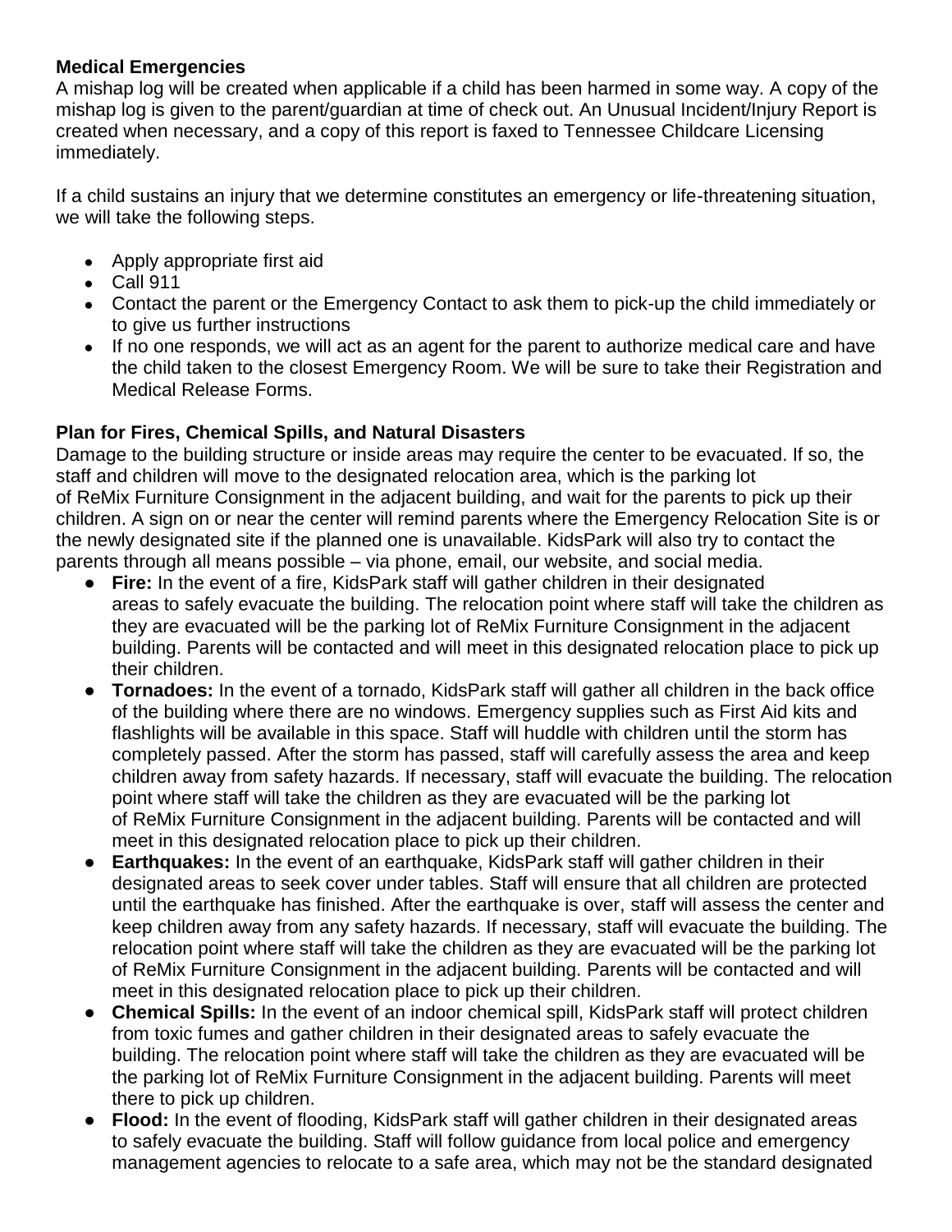**Medical Emergencies**

A mishap log will be created when applicable if a child has been harmed in some way. A copy of the mishap log is given to the parent/guardian at time of check out. An Unusual Incident/Injury Report is created when necessary, and a copy of this report is faxed to Tennessee Childcare Licensing immediately.

If a child sustains an injury that we determine constitutes an emergency or life-threatening situation, we will take the following steps.

- Apply appropriate first aid
- Call 911
- Contact the parent or the Emergency Contact to ask them to pick-up the child immediately or to give us further instructions
- If no one responds, we will act as an agent for the parent to authorize medical care and have the child taken to the closest Emergency Room. We will be sure to take their Registration and Medical Release Forms.

**Plan for Fires, Chemical Spills, and Natural Disasters**

Damage to the building structure or inside areas may require the center to be evacuated. If so, the staff and children will move to the designated relocation area, which is the parking lot of ReMix Furniture Consignment in the adjacent building, and wait for the parents to pick up their children. A sign on or near the center will remind parents where the Emergency Relocation Site is or the newly designated site if the planned one is unavailable. KidsPark will also try to contact the parents through all means possible – via phone, email, our website, and social media.

- **Fire:** In the event of a fire, KidsPark staff will gather children in their designated areas to safely evacuate the building. The relocation point where staff will take the children as they are evacuated will be the parking lot of ReMix Furniture Consignment in the adjacent building. Parents will be contacted and will meet in this designated relocation place to pick up their children.
- **Tornadoes:** In the event of a tornado, KidsPark staff will gather all children in the back office of the building where there are no windows. Emergency supplies such as First Aid kits and flashlights will be available in this space. Staff will huddle with children until the storm has completely passed. After the storm has passed, staff will carefully assess the area and keep children away from safety hazards. If necessary, staff will evacuate the building. The relocation point where staff will take the children as they are evacuated will be the parking lot of ReMix Furniture Consignment in the adjacent building. Parents will be contacted and will meet in this designated relocation place to pick up their children.
- **Earthquakes:** In the event of an earthquake, KidsPark staff will gather children in their designated areas to seek cover under tables. Staff will ensure that all children are protected until the earthquake has finished. After the earthquake is over, staff will assess the center and keep children away from any safety hazards. If necessary, staff will evacuate the building. The relocation point where staff will take the children as they are evacuated will be the parking lot of ReMix Furniture Consignment in the adjacent building. Parents will be contacted and will meet in this designated relocation place to pick up their children.
- **Chemical Spills:** In the event of an indoor chemical spill, KidsPark staff will protect children from toxic fumes and gather children in their designated areas to safely evacuate the building. The relocation point where staff will take the children as they are evacuated will be the parking lot of ReMix Furniture Consignment in the adjacent building. Parents will meet there to pick up children.
- **Flood:** In the event of flooding, KidsPark staff will gather children in their designated areas to safely evacuate the building. Staff will follow guidance from local police and emergency management agencies to relocate to a safe area, which may not be the standard designated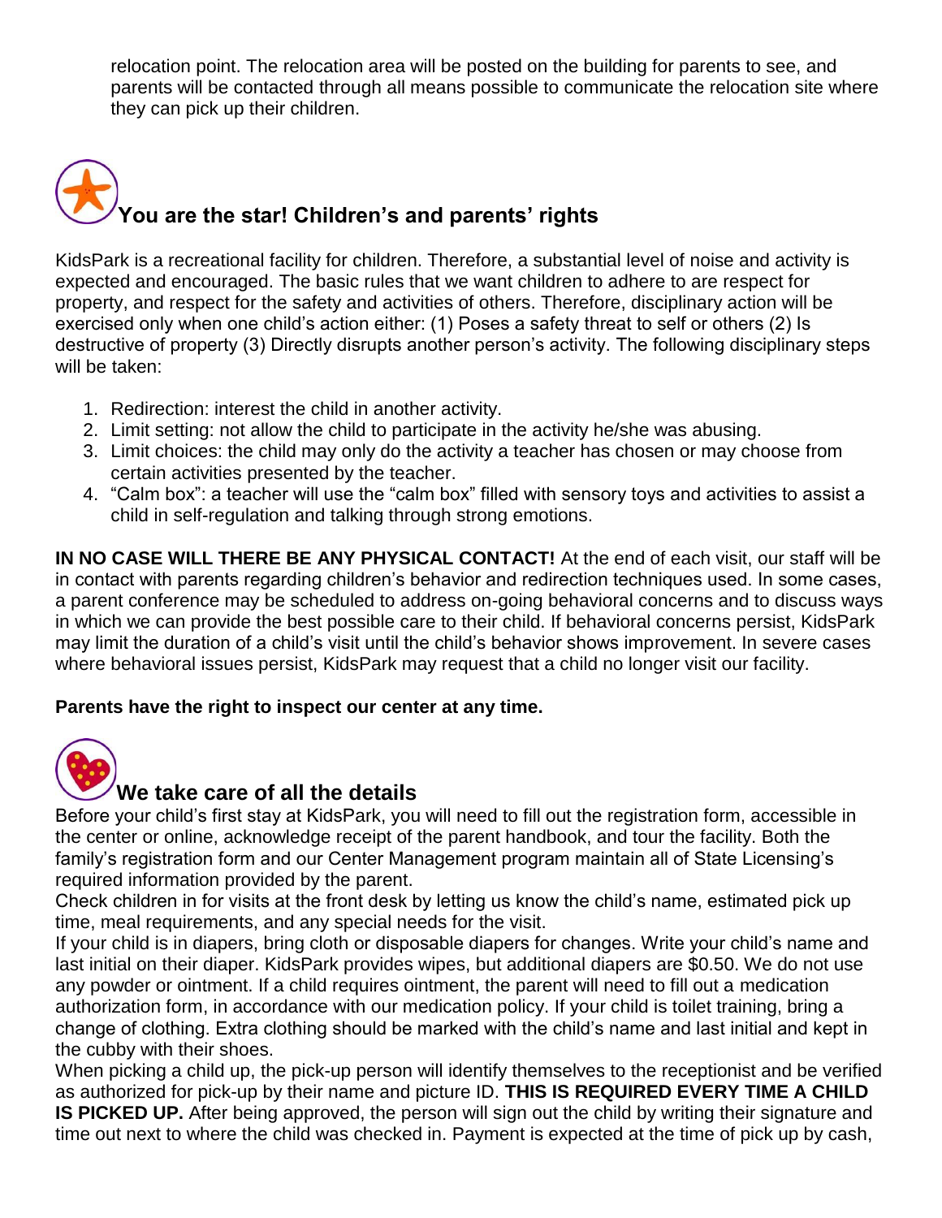relocation point. The relocation area will be posted on the building for parents to see, and parents will be contacted through all means possible to communicate the relocation site where they can pick up their children.

## You are the star! Children's and parents' rights

KidsPark is a recreational facility for children. Therefore, a substantial level of noise and activity is expected and encouraged. The basic rules that we want children to adhere to are respect for property, and respect for the safety and activities of others. Therefore, disciplinary action will be exercised only when one child's action either: (1) Poses a safety threat to self or others (2) Is destructive of property (3) Directly disrupts another person's activity. The following disciplinary steps will be taken:

1. Redirection: interest the child in another activity.
2. Limit setting: not allow the child to participate in the activity he/she was abusing.
3. Limit choices: the child may only do the activity a teacher has chosen or may choose from certain activities presented by the teacher.
4. "Calm box": a teacher will use the "calm box" filled with sensory toys and activities to assist a child in self-regulation and talking through strong emotions.

**IN NO CASE WILL THERE BE ANY PHYSICAL CONTACT!** At the end of each visit, our staff will be in contact with parents regarding children's behavior and redirection techniques used. In some cases, a parent conference may be scheduled to address on-going behavioral concerns and to discuss ways in which we can provide the best possible care to their child. If behavioral concerns persist, KidsPark may limit the duration of a child's visit until the child's behavior shows improvement. In severe cases where behavioral issues persist, KidsPark may request that a child no longer visit our facility.

**Parents have the right to inspect our center at any time.**

## We take care of all the details

Before your child's first stay at KidsPark, you will need to fill out the registration form, accessible in the center or online, acknowledge receipt of the parent handbook, and tour the facility. Both the family's registration form and our Center Management program maintain all of State Licensing's required information provided by the parent.

Check children in for visits at the front desk by letting us know the child's name, estimated pick up time, meal requirements, and any special needs for the visit.

If your child is in diapers, bring cloth or disposable diapers for changes. Write your child's name and last initial on their diaper. KidsPark provides wipes, but additional diapers are $0.50. We do not use any powder or ointment. If a child requires ointment, the parent will need to fill out a medication authorization form, in accordance with our medication policy. If your child is toilet training, bring a change of clothing. Extra clothing should be marked with the child's name and last initial and kept in the cubby with their shoes.

When picking a child up, the pick-up person will identify themselves to the receptionist and be verified as authorized for pick-up by their name and picture ID. **THIS IS REQUIRED EVERY TIME A CHILD IS PICKED UP.** After being approved, the person will sign out the child by writing their signature and time out next to where the child was checked in. Payment is expected at the time of pick up by cash,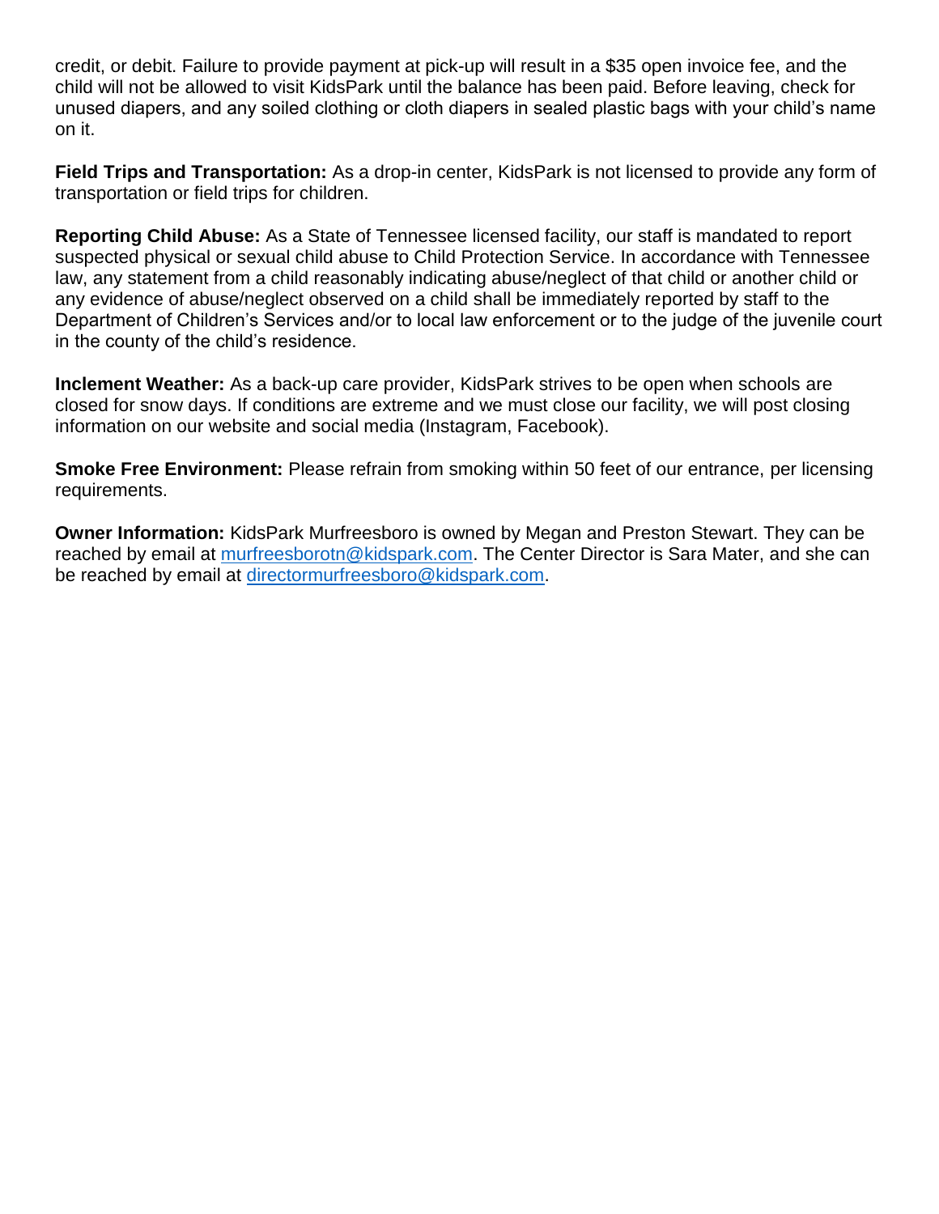credit, or debit. Failure to provide payment at pick-up will result in a $35 open invoice fee, and the child will not be allowed to visit KidsPark until the balance has been paid. Before leaving, check for unused diapers, and any soiled clothing or cloth diapers in sealed plastic bags with your child's name on it.

**Field Trips and Transportation:** As a drop-in center, KidsPark is not licensed to provide any form of transportation or field trips for children.

**Reporting Child Abuse:** As a State of Tennessee licensed facility, our staff is mandated to report suspected physical or sexual child abuse to Child Protection Service. In accordance with Tennessee law, any statement from a child reasonably indicating abuse/neglect of that child or another child or any evidence of abuse/neglect observed on a child shall be immediately reported by staff to the Department of Children's Services and/or to local law enforcement or to the judge of the juvenile court in the county of the child's residence.

**Inclement Weather:** As a back-up care provider, KidsPark strives to be open when schools are closed for snow days. If conditions are extreme and we must close our facility, we will post closing information on our website and social media (Instagram, Facebook).

**Smoke Free Environment:** Please refrain from smoking within 50 feet of our entrance, per licensing requirements.

**Owner Information:** KidsPark Murfreesboro is owned by Megan and Preston Stewart. They can be reached by email at murfreesborotn@kidspark.com. The Center Director is Sara Mater, and she can be reached by email at directormurfreesboro@kidspark.com.